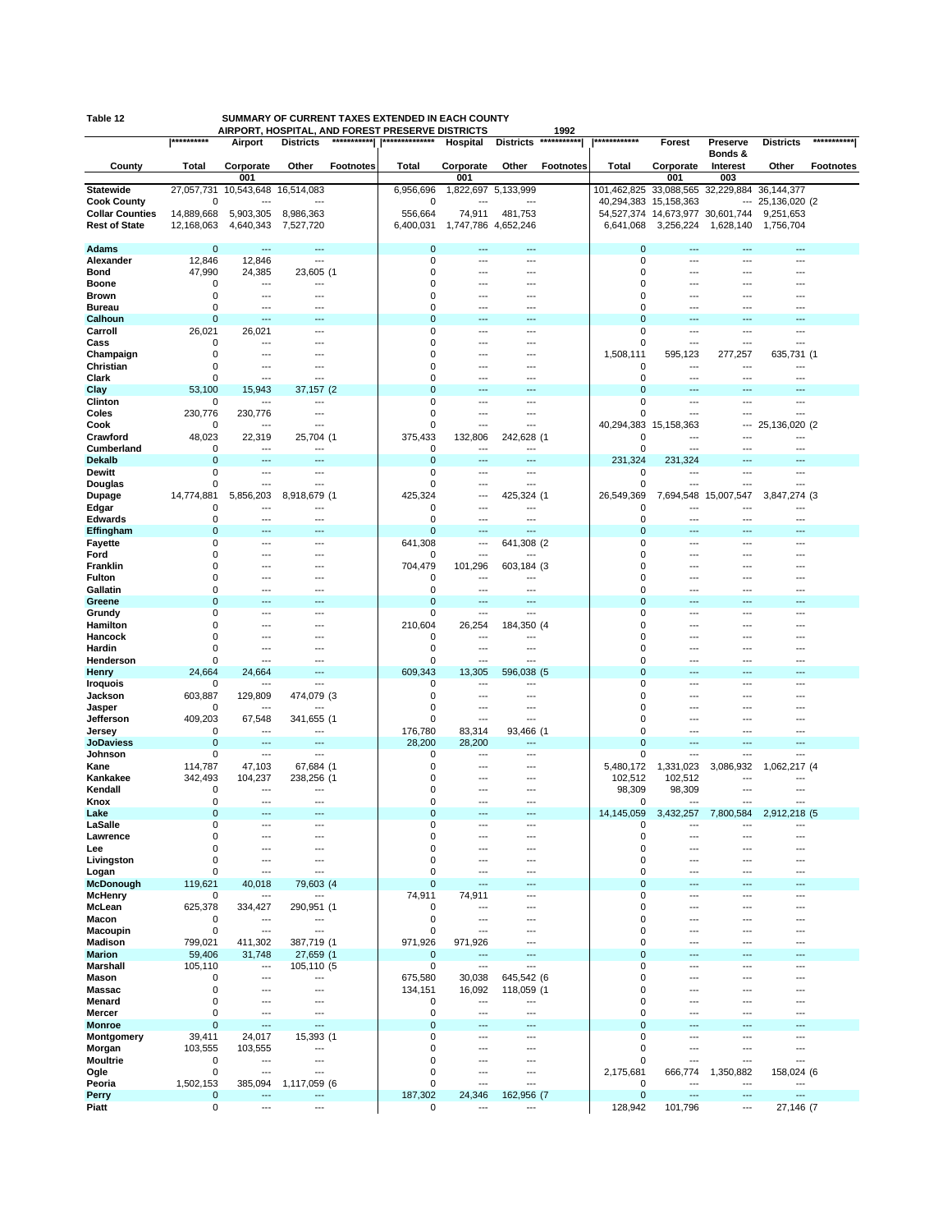Table 12 — SUMMARY OF CURRENT TAXES EXTENDED IN EACH COUNTY
AIRPORT, HOSPITAL, AND FOREST PRESERVE DISTRICTS — 1992

| County | Airport Districts Total | Airport Corporate 001 | Airport Other | Footnotes | Hospital Districts Total | Hospital Corporate 001 | Hospital Other | Footnotes | Forest Preserve Districts Total | Forest Corporate 001 | Preserve Bonds & Interest 003 | Districts Other | Footnotes |
|---|---|---|---|---|---|---|---|---|---|---|---|---|---|
| **Statewide** | 27,057,731 | 10,543,648 | 16,514,083 | | 6,956,696 | 1,822,697 | 5,133,999 | | 101,462,825 | 33,088,565 | 32,229,884 | 36,144,377 | |
| **Cook County** | 0 | --- | --- | | 0 | --- | --- | | 40,294,383 | 15,158,363 | --- | 25,136,020 | (2 |
| **Collar Counties** | 14,889,668 | 5,903,305 | 8,986,363 | | 556,664 | 74,911 | 481,753 | | 54,527,374 | 14,673,977 | 30,601,744 | 9,251,653 | |
| **Rest of State** | 12,168,063 | 4,640,343 | 7,527,720 | | 6,400,031 | 1,747,786 | 4,652,246 | | 6,641,068 | 3,256,224 | 1,628,140 | 1,756,704 | |
| **Adams** | 0 | --- | --- | | 0 | --- | --- | | 0 | --- | --- | --- | |
| **Alexander** | 12,846 | 12,846 | --- | | 0 | --- | --- | | 0 | --- | --- | --- | |
| **Bond** | 47,990 | 24,385 | 23,605 | (1 | 0 | --- | --- | | 0 | --- | --- | --- | |
| **Boone** | 0 | --- | --- | | 0 | --- | --- | | 0 | --- | --- | --- | |
| **Brown** | 0 | --- | --- | | 0 | --- | --- | | 0 | --- | --- | --- | |
| **Bureau** | 0 | --- | --- | | 0 | --- | --- | | 0 | --- | --- | --- | |
| **Calhoun** | 0 | --- | --- | | 0 | --- | --- | | 0 | --- | --- | --- | |
| **Carroll** | 26,021 | 26,021 | --- | | 0 | --- | --- | | 0 | --- | --- | --- | |
| **Cass** | 0 | --- | --- | | 0 | --- | --- | | 0 | --- | --- | --- | |
| **Champaign** | 0 | --- | --- | | 0 | --- | --- | | 1,508,111 | 595,123 | 277,257 | 635,731 | (1 |
| **Christian** | 0 | --- | --- | | 0 | --- | --- | | 0 | --- | --- | --- | |
| **Clark** | 0 | --- | --- | | 0 | --- | --- | | 0 | --- | --- | --- | |
| **Clay** | 53,100 | 15,943 | 37,157 | (2 | 0 | --- | --- | | 0 | --- | --- | --- | |
| **Clinton** | 0 | --- | --- | | 0 | --- | --- | | 0 | --- | --- | --- | |
| **Coles** | 230,776 | 230,776 | --- | | 0 | --- | --- | | 0 | --- | --- | --- | |
| **Cook** | 0 | --- | --- | | 0 | --- | --- | | 40,294,383 | 15,158,363 | --- | 25,136,020 | (2 |
| **Crawford** | 48,023 | 22,319 | 25,704 | (1 | 375,433 | 132,806 | 242,628 | (1 | 0 | --- | --- | --- | |
| **Cumberland** | 0 | --- | --- | | 0 | --- | --- | | 0 | --- | --- | --- | |
| **Dekalb** | 0 | --- | --- | | 0 | --- | --- | | 231,324 | 231,324 | --- | --- | |
| **Dewitt** | 0 | --- | --- | | 0 | --- | --- | | 0 | --- | --- | --- | |
| **Douglas** | 0 | --- | --- | | 0 | --- | --- | | 0 | --- | --- | --- | |
| **Dupage** | 14,774,881 | 5,856,203 | 8,918,679 | (1 | 425,324 | --- | 425,324 | (1 | 26,549,369 | 7,694,548 | 15,007,547 | 3,847,274 | (3 |
| **Edgar** | 0 | --- | --- | | 0 | --- | --- | | 0 | --- | --- | --- | |
| **Edwards** | 0 | --- | --- | | 0 | --- | --- | | 0 | --- | --- | --- | |
| **Effingham** | 0 | --- | --- | | 0 | --- | --- | | 0 | --- | --- | --- | |
| **Fayette** | 0 | --- | --- | | 641,308 | --- | 641,308 | (2 | 0 | --- | --- | --- | |
| **Ford** | 0 | --- | --- | | 0 | --- | --- | | 0 | --- | --- | --- | |
| **Franklin** | 0 | --- | --- | | 704,479 | 101,296 | 603,184 | (3 | 0 | --- | --- | --- | |
| **Fulton** | 0 | --- | --- | | 0 | --- | --- | | 0 | --- | --- | --- | |
| **Gallatin** | 0 | --- | --- | | 0 | --- | --- | | 0 | --- | --- | --- | |
| **Greene** | 0 | --- | --- | | 0 | --- | --- | | 0 | --- | --- | --- | |
| **Grundy** | 0 | --- | --- | | 0 | --- | --- | | 0 | --- | --- | --- | |
| **Hamilton** | 0 | --- | --- | | 210,604 | 26,254 | 184,350 | (4 | 0 | --- | --- | --- | |
| **Hancock** | 0 | --- | --- | | 0 | --- | --- | | 0 | --- | --- | --- | |
| **Hardin** | 0 | --- | --- | | 0 | --- | --- | | 0 | --- | --- | --- | |
| **Henderson** | 0 | --- | --- | | 0 | --- | --- | | 0 | --- | --- | --- | |
| **Henry** | 24,664 | 24,664 | --- | | 609,343 | 13,305 | 596,038 | (5 | 0 | --- | --- | --- | |
| **Iroquois** | 0 | --- | --- | | 0 | --- | --- | | 0 | --- | --- | --- | |
| **Jackson** | 603,887 | 129,809 | 474,079 | (3 | 0 | --- | --- | | 0 | --- | --- | --- | |
| **Jasper** | 0 | --- | --- | | 0 | --- | --- | | 0 | --- | --- | --- | |
| **Jefferson** | 409,203 | 67,548 | 341,655 | (1 | 0 | --- | --- | | 0 | --- | --- | --- | |
| **Jersey** | 0 | --- | --- | | 176,780 | 83,314 | 93,466 | (1 | 0 | --- | --- | --- | |
| **JoDaviess** | 0 | --- | --- | | 28,200 | 28,200 | --- | | 0 | --- | --- | --- | |
| **Johnson** | 0 | --- | --- | | 0 | --- | --- | | 0 | --- | --- | --- | |
| **Kane** | 114,787 | 47,103 | 67,684 | (1 | 0 | --- | --- | | 5,480,172 | 1,331,023 | 3,086,932 | 1,062,217 | (4 |
| **Kankakee** | 342,493 | 104,237 | 238,256 | (1 | 0 | --- | --- | | 102,512 | 102,512 | --- | --- | |
| **Kendall** | 0 | --- | --- | | 0 | --- | --- | | 98,309 | 98,309 | --- | --- | |
| **Knox** | 0 | --- | --- | | 0 | --- | --- | | 0 | --- | --- | --- | |
| **Lake** | 0 | --- | --- | | 0 | --- | --- | | 14,145,059 | 3,432,257 | 7,800,584 | 2,912,218 | (5 |
| **LaSalle** | 0 | --- | --- | | 0 | --- | --- | | 0 | --- | --- | --- | |
| **Lawrence** | 0 | --- | --- | | 0 | --- | --- | | 0 | --- | --- | --- | |
| **Lee** | 0 | --- | --- | | 0 | --- | --- | | 0 | --- | --- | --- | |
| **Livingston** | 0 | --- | --- | | 0 | --- | --- | | 0 | --- | --- | --- | |
| **Logan** | 0 | --- | --- | | 0 | --- | --- | | 0 | --- | --- | --- | |
| **McDonough** | 119,621 | 40,018 | 79,603 | (4 | 0 | --- | --- | | 0 | --- | --- | --- | |
| **McHenry** | 0 | --- | --- | | 74,911 | 74,911 | --- | | 0 | --- | --- | --- | |
| **McLean** | 625,378 | 334,427 | 290,951 | (1 | 0 | --- | --- | | 0 | --- | --- | --- | |
| **Macon** | 0 | --- | --- | | 0 | --- | --- | | 0 | --- | --- | --- | |
| **Macoupin** | 0 | --- | --- | | 0 | --- | --- | | 0 | --- | --- | --- | |
| **Madison** | 799,021 | 411,302 | 387,719 | (1 | 971,926 | 971,926 | --- | | 0 | --- | --- | --- | |
| **Marion** | 59,406 | 31,748 | 27,659 | (1 | 0 | --- | --- | | 0 | --- | --- | --- | |
| **Marshall** | 105,110 | --- | 105,110 | (5 | 0 | --- | --- | | 0 | --- | --- | --- | |
| **Mason** | 0 | --- | --- | | 675,580 | 30,038 | 645,542 | (6 | 0 | --- | --- | --- | |
| **Massac** | 0 | --- | --- | | 134,151 | 16,092 | 118,059 | (1 | 0 | --- | --- | --- | |
| **Menard** | 0 | --- | --- | | 0 | --- | --- | | 0 | --- | --- | --- | |
| **Mercer** | 0 | --- | --- | | 0 | --- | --- | | 0 | --- | --- | --- | |
| **Monroe** | 0 | --- | --- | | 0 | --- | --- | | 0 | --- | --- | --- | |
| **Montgomery** | 39,411 | 24,017 | 15,393 | (1 | 0 | --- | --- | | 0 | --- | --- | --- | |
| **Morgan** | 103,555 | 103,555 | --- | | 0 | --- | --- | | 0 | --- | --- | --- | |
| **Moultrie** | 0 | --- | --- | | 0 | --- | --- | | 0 | --- | --- | --- | |
| **Ogle** | 0 | --- | --- | | 0 | --- | --- | | 2,175,681 | 666,774 | 1,350,882 | 158,024 | (6 |
| **Peoria** | 1,502,153 | 385,094 | 1,117,059 | (6 | 0 | --- | --- | | 0 | --- | --- | --- | |
| **Perry** | 0 | --- | --- | | 187,302 | 24,346 | 162,956 | (7 | 0 | --- | --- | --- | |
| **Piatt** | 0 | --- | --- | | 0 | --- | --- | | 128,942 | 101,796 | --- | 27,146 | (7 |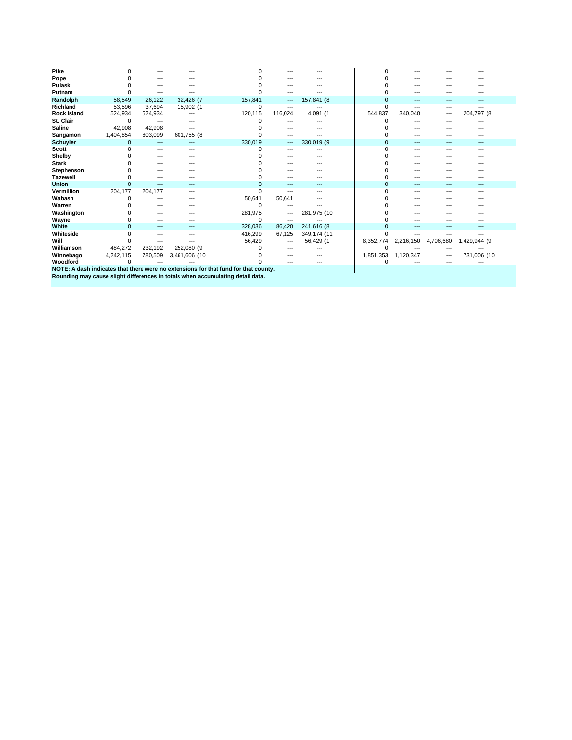| | | | | | | | | | | |
|---|---|---|---|---|---|---|---|---|---|---|
| **Pike** | 0 | --- | --- | 0 | --- | --- | 0 | --- | --- | --- |
| **Pope** | 0 | --- | --- | 0 | --- | --- | 0 | --- | --- | --- |
| **Pulaski** | 0 | --- | --- | 0 | --- | --- | 0 | --- | --- | --- |
| **Putnam** | 0 | --- | --- | 0 | --- | --- | 0 | --- | --- | --- |
| **Randolph** | 58,549 | 26,122 | 32,426 (7 | 157,841 | --- | 157,841 (8 | 0 | --- | --- | --- |
| **Richland** | 53,596 | 37,694 | 15,902 (1 | 0 | --- | --- | 0 | --- | --- | --- |
| **Rock Island** | 524,934 | 524,934 | --- | 120,115 | 116,024 | 4,091 (1 | 544,837 | 340,040 | --- | 204,797 (8 |
| **St. Clair** | 0 | --- | --- | 0 | --- | --- | 0 | --- | --- | --- |
| **Saline** | 42,908 | 42,908 | --- | 0 | --- | --- | 0 | --- | --- | --- |
| **Sangamon** | 1,404,854 | 803,099 | 601,755 (8 | 0 | --- | --- | 0 | --- | --- | --- |
| **Schuyler** | 0 | --- | --- | 330,019 | --- | 330,019 (9 | 0 | --- | --- | --- |
| **Scott** | 0 | --- | --- | 0 | --- | --- | 0 | --- | --- | --- |
| **Shelby** | 0 | --- | --- | 0 | --- | --- | 0 | --- | --- | --- |
| **Stark** | 0 | --- | --- | 0 | --- | --- | 0 | --- | --- | --- |
| **Stephenson** | 0 | --- | --- | 0 | --- | --- | 0 | --- | --- | --- |
| **Tazewell** | 0 | --- | --- | 0 | --- | --- | 0 | --- | --- | --- |
| **Union** | 0 | --- | --- | 0 | --- | --- | 0 | --- | --- | --- |
| **Vermillion** | 204,177 | 204,177 | --- | 0 | --- | --- | 0 | --- | --- | --- |
| **Wabash** | 0 | --- | --- | 50,641 | 50,641 | --- | 0 | --- | --- | --- |
| **Warren** | 0 | --- | --- | 0 | --- | --- | 0 | --- | --- | --- |
| **Washington** | 0 | --- | --- | 281,975 | --- | 281,975 (10 | 0 | --- | --- | --- |
| **Wayne** | 0 | --- | --- | 0 | --- | --- | 0 | --- | --- | --- |
| **White** | 0 | --- | --- | 328,036 | 86,420 | 241,616 (8 | 0 | --- | --- | --- |
| **Whiteside** | 0 | --- | --- | 416,299 | 67,125 | 349,174 (11 | 0 | --- | --- | --- |
| **Will** | 0 | --- | --- | 56,429 | --- | 56,429 (1 | 8,352,774 | 2,216,150 | 4,706,680 | 1,429,944 (9 |
| **Williamson** | 484,272 | 232,192 | 252,080 (9 | 0 | --- | --- | 0 | --- | --- | --- |
| **Winnebago** | 4,242,115 | 780,509 | 3,461,606 (10 | 0 | --- | --- | 1,851,353 | 1,120,347 | --- | 731,006 (10 |
| **Woodford** | 0 | --- | --- | 0 | --- | --- | 0 | --- | --- | --- |

**NOTE: A dash indicates that there were no extensions for that fund for that county.**
**Rounding may cause slight differences in totals when accumulating detail data.**